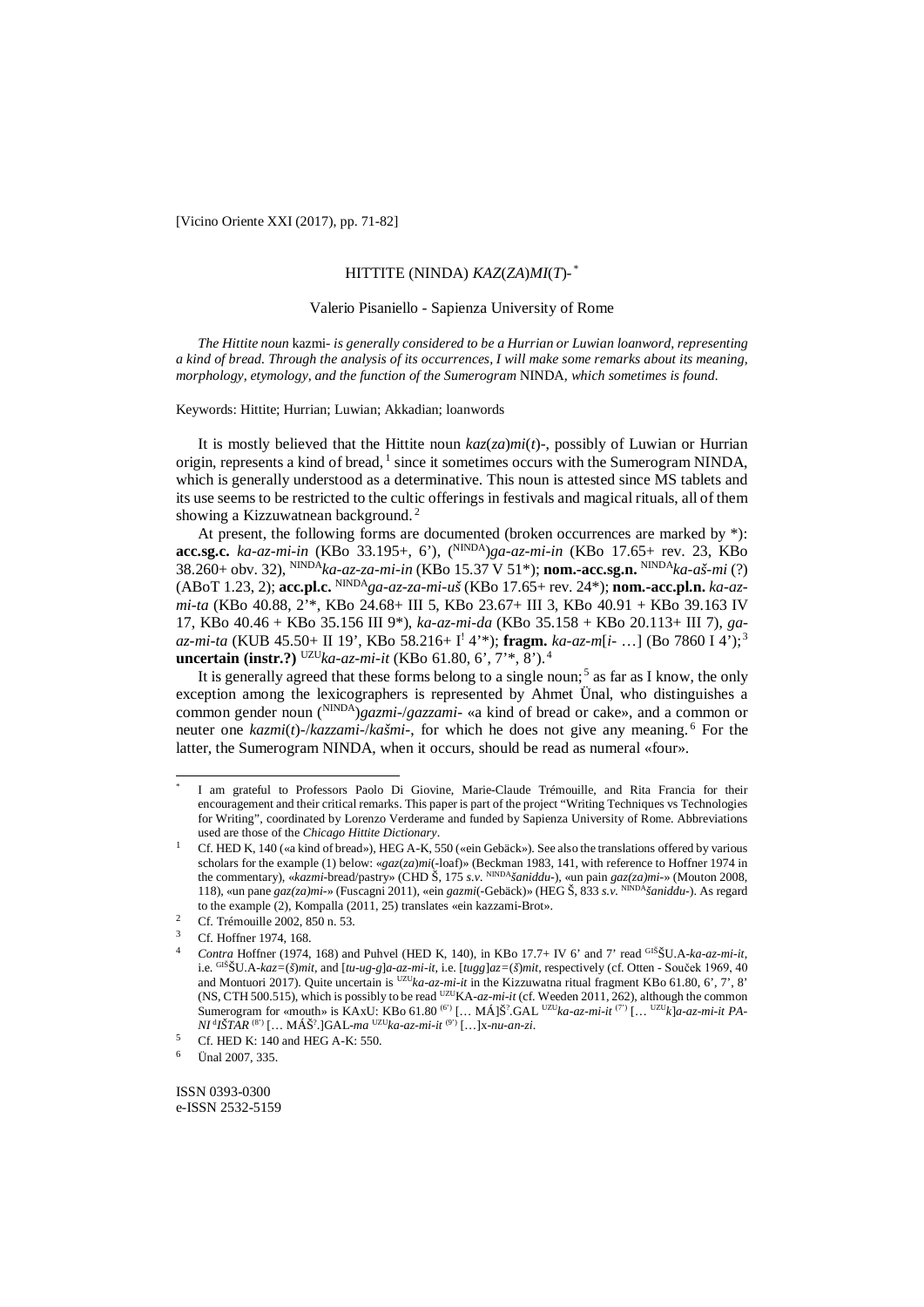[Vicino Oriente XXI (2017), pp. 71-82]

# HITTITE (NINDA) *KAZ*(*ZA*)*MI*(*T*)-[*]

Valerio Pisaniello - Sapienza University of Rome

*The Hittite noun* kazmi- *is generally considered to be a Hurrian or Luwian loanword, representing a kind of bread. Through the analysis of its occurrences, I will make some remarks about its meaning, morphology, etymology, and the function of the Sumerogram* NINDA, *which sometimes is found.*

Keywords: Hittite; Hurrian; Luwian; Akkadian; loanwords

It is mostly believed that the Hittite noun *kaz*(*za*)*mi*(*t*)-, possibly of Luwian or Hurrian origin, represents a kind of bread,[1] since it sometimes occurs with the Sumerogram NINDA, which is generally understood as a determinative. This noun is attested since MS tablets and its use seems to be restricted to the cultic offerings in festivals and magical rituals, all of them showing a Kizzuwatnean background.[2]

At present, the following forms are documented (broken occurrences are marked by *): **acc.sg.c.** *ka-az-mi-in* (KBo 33.195+, 6'), (NINDA)*ga-az-mi-in* (KBo 17.65+ rev. 23, KBo 38.260+ obv. 32), NINDA*ka-az-za-mi-in* (KBo 15.37 V 51*); **nom.-acc.sg.n.** NINDA*ka-aš-mi* (?) (ABoT 1.23, 2); **acc.pl.c.** NINDA*ga-az-za-mi-uš* (KBo 17.65+ rev. 24*); **nom.-acc.pl.n.** *ka-az-mi-ta* (KBo 40.88, 2'*, KBo 24.68+ III 5, KBo 23.67+ III 3, KBo 40.91 + KBo 39.163 IV 17, KBo 40.46 + KBo 35.156 III 9*), *ka-az-mi-da* (KBo 35.158 + KBo 20.113+ III 7), *ga-az-mi-ta* (KUB 45.50+ II 19', KBo 58.216+ I! 4'*); **fragm.** *ka-az-m*[*i-* …] (Bo 7860 I 4');[3] **uncertain (instr.?)** UZU*ka-az-mi-it* (KBo 61.80, 6', 7'*, 8').[4]

It is generally agreed that these forms belong to a single noun;[5] as far as I know, the only exception among the lexicographers is represented by Ahmet Ünal, who distinguishes a common gender noun (NINDA)*gazmi-*/*gazzami-* «a kind of bread or cake», and a common or neuter one *kazmi*(*t*)-/*kazzami-*/*kašmi-*, for which he does not give any meaning.[6] For the latter, the Sumerogram NINDA, when it occurs, should be read as numeral «four».

---

[*] I am grateful to Professors Paolo Di Giovine, Marie-Claude Trémouille, and Rita Francia for their encouragement and their critical remarks. This paper is part of the project "Writing Techniques vs Technologies for Writing", coordinated by Lorenzo Verderame and funded by Sapienza University of Rome. Abbreviations used are those of the *Chicago Hittite Dictionary*.

[1] Cf. HED K, 140 («a kind of bread»), HEG A-K, 550 («ein Gebäck»). See also the translations offered by various scholars for the example (1) below: «*gaz*(*za*)*mi*(-loaf)» (Beckman 1983, 141, with reference to Hoffner 1974 in the commentary), «*kazmi*-bread/pastry» (CHD Š, 175 *s.v.* NINDA*šaniddu-*), «un pain *gaz(za)mi-*» (Mouton 2008, 118), «un pane *gaz(za)mi-*» (Fuscagni 2011), «ein *gazmi*(-Gebäck)» (HEG Š, 833 *s.v.* NINDA*šaniddu-*). As regard to the example (2), Kompalla (2011, 25) translates «ein kazzami-Brot».

[2] Cf. Trémouille 2002, 850 n. 53.

[3] Cf. Hoffner 1974, 168.

[4] *Contra* Hoffner (1974, 168) and Puhvel (HED K, 140), in KBo 17.7+ IV 6' and 7' read GIŠŠU.A-*ka-az-mi-it*, i.e. GIŠŠU.A-*kaz=*(*š*)*mit*, and [*tu-ug-g*]*a-az-mi-it*, i.e. [*tugg*]*az=*(*š*)*mit*, respectively (cf. Otten - Souček 1969, 40 and Montuori 2017). Quite uncertain is UZU*ka-az-mi-it* in the Kizzuwatna ritual fragment KBo 61.80, 6', 7', 8' (NS, CTH 500.515), which is possibly to be read UZUKA-*az-mi-it* (cf. Weeden 2011, 262), although the common Sumerogram for «mouth» is KAxU: KBo 61.80 (6') [… MÁ]Š?.GAL UZU*ka-az-mi-it* (7') [… UZU*k*]*a-az-mi-it PA-NI* d*IŠTAR* (8') [… MÁŠ?.]GAL-*ma* UZU*ka-az-mi-it* (9') […]x-*nu-an-zi*.

[5] Cf. HED K: 140 and HEG A-K: 550.

[6] Ünal 2007, 335.

ISSN 0393-0300
e-ISSN 2532-5159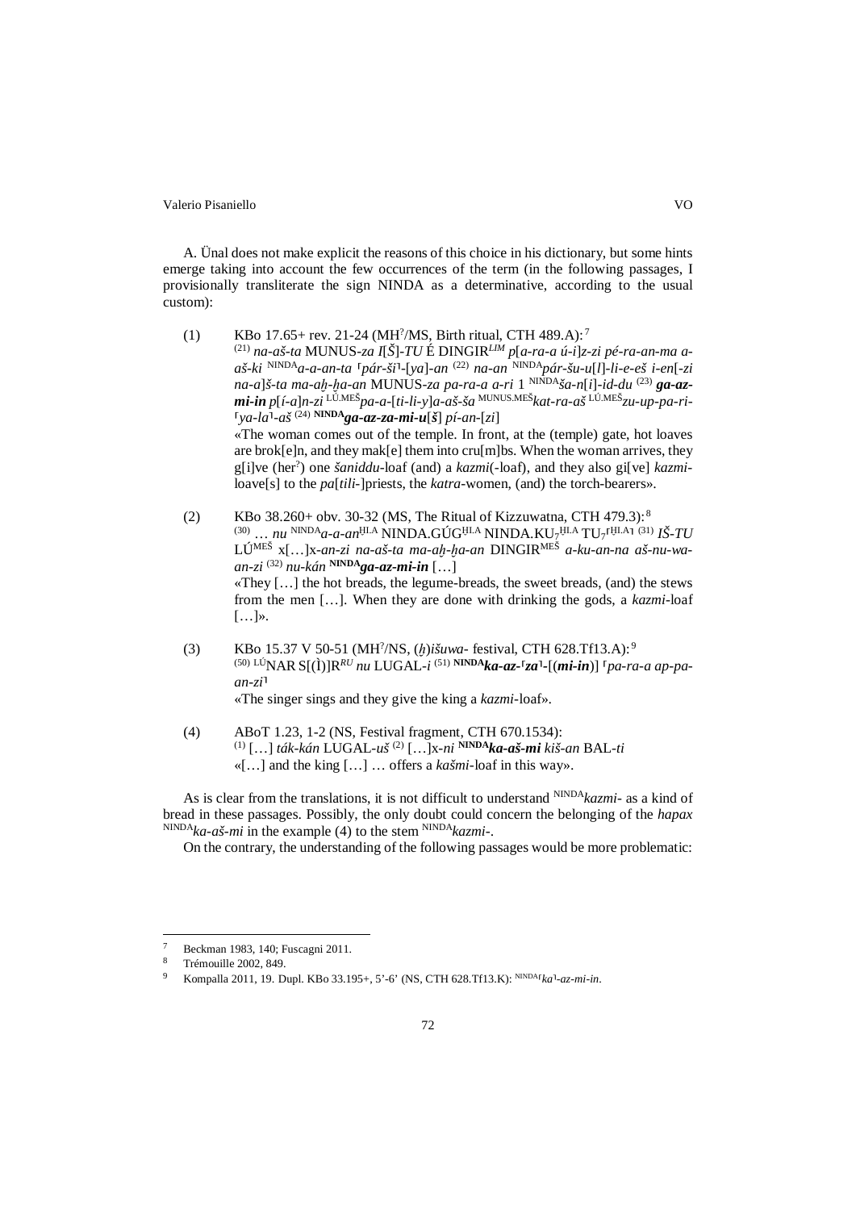A. Ünal does not make explicit the reasons of this choice in his dictionary, but some hints emerge taking into account the few occurrences of the term (in the following passages, I provisionally transliterate the sign NINDA as a determinative, according to the usual custom):

(1) KBo 17.65+ rev. 21-24 (MH?/MS, Birth ritual, CTH 489.A):[7]
(21) *na-aš-ta* MUNUS-*za I*[*Š*]-*TU* É DINGIR*LIM* *p*[*a-ra-a ú-i*]*z-zi pé-ra-an-ma a-aš-ki* NINDA*a-a-an-ta* ⸢*pár-ši*⸣-[*ya*]*-an* (22) *na-an* NINDA*pár-šu-u*[*l*]*-li-e-eš i-en*[*-zi na-a*]*š-ta ma-aḫ-ḫa-an* MUNUS-*za pa-ra-a a-ri* 1 NINDA*ša-n*[*i*]*-id-du* (23) ***ga-az-mi-in*** *p*[*í-a*]*n-zi* LÚ.MEŠ*pa-a-*[*ti-li-y*]*a-aš-ša* MUNUS.MEŠ*kat-ra-aš* LÚ.MEŠ*zu-up-pa-ri-*⸢*ya-la*⸣*-aš* (24) **NINDA*ga-az-za-mi-u*[*š*]** *pí-an-*[*zi*]

«The woman comes out of the temple. In front, at the (temple) gate, hot loaves are brok[e]n, and they mak[e] them into cru[m]bs. When the woman arrives, they g[i]ve (her?) one *šaniddu*-loaf (and) a *kazmi*(-loaf), and they also gi[ve] *kazmi*-loave[s] to the *pa*[*tili*-]priests, the *katra*-women, (and) the torch-bearers».

(2) KBo 38.260+ obv. 30-32 (MS, The Ritual of Kizzuwatna, CTH 479.3):[8]
(30) … *nu* NINDA*a-a-an*ḪI.A NINDA.GÚGḪI.A NINDA.KU₇ḪI.A TU₇⸢ḪI.A⸣ (31) *IŠ-TU* LÚMEŠ x[…]x-*an-zi na-aš-ta ma-aḫ-ḫa-an* DINGIRMEŠ *a-ku-an-na aš-nu-wa-an-zi* (32) *nu-kán* **NINDA*ga-az-mi-in*** […]

«They […] the hot breads, the legume-breads, the sweet breads, (and) the stews from the men […]. When they are done with drinking the gods, a *kazmi*-loaf […]».

(3) KBo 15.37 V 50-51 (MH?/NS, (*ḫ*)*išuwa*- festival, CTH 628.Tf13.A):[9]
(50) LÚNAR S[(Ì)]R*RU* *nu* LUGAL-*i* (51) **NINDA*ka-az-*⸢*za*⸣*-*[(*mi-in*)]** ⸢*pa-ra-a ap-pa-an-zi*⸣

«The singer sings and they give the king a *kazmi*-loaf».

(4) ABoT 1.23, 1-2 (NS, Festival fragment, CTH 670.1534):
(1) […] *ták-kán* LUGAL-*uš* (2) […]x-*ni* **NINDA*ka-aš-mi*** *kiš-an* BAL-*ti*

«[…] and the king […] … offers a *kašmi*-loaf in this way».

As is clear from the translations, it is not difficult to understand NINDA*kazmi*- as a kind of bread in these passages. Possibly, the only doubt could concern the belonging of the *hapax* NINDA*ka-aš-mi* in the example (4) to the stem NINDA*kazmi*-.

On the contrary, the understanding of the following passages would be more problematic:

---

[7] Beckman 1983, 140; Fuscagni 2011.

[8] Trémouille 2002, 849.

[9] Kompalla 2011, 19. Dupl. KBo 33.195+, 5'-6' (NS, CTH 628.Tf13.K): NINDA⸢*ka*⸣*-az-mi-in*.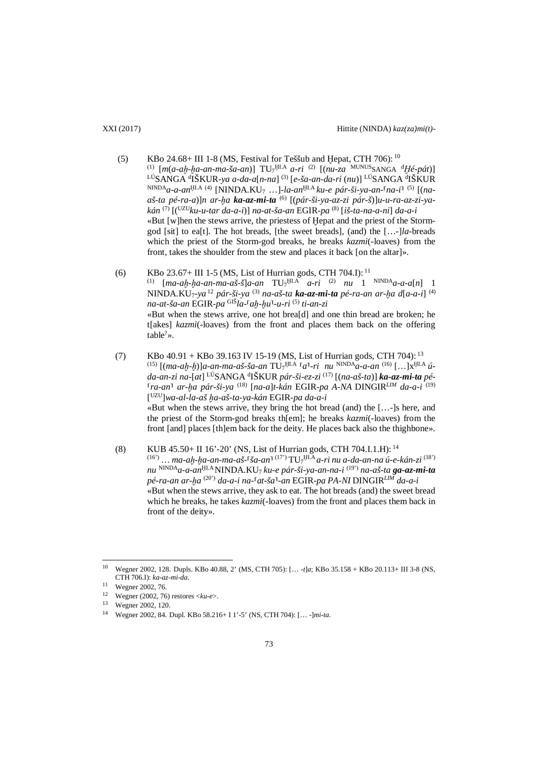(5) KBo 24.68+ III 1-8 (MS, Festival for Teššub and Ḫepat, CTH 706):[10]
[(1)] [*m*(*a-aḫ-ḫa-an-ma-ša-an*)] TU₇ḪI.A *a-ri* [(2)] [(*nu-za* MUNUSSANGA d*Ḫé-pát*)] LÚSANGA dIŠKUR-*ya a-da-a*[*n-na*] [(3)] [*e-ša-an-da-ri* (*nu*)] LÚSANGA dIŠKUR NINDA*a-a-an*ḪI.A [(4)] [NINDA.KU₇ …]-*la-an*ḪI.A *ku-e pár-ši-ya-an-*⸢*na-i*⸣ [(5)] [(*na-aš-ta pé-ra-a*)]*n ar-ḫa* ***ka-az-mi-ta*** [(6)] [(*pár-ši-ya-az-zi pár-š*)]*u-u-ra-az-zi-ya-kán* [(7)] [(UZU*ku-u-tar da-a-i*)] *na-at-ša-an* EGIR-*pa* [(8)] [*iš-ta-na-a-ni*] *da-a-i*
«But [w]hen the stews arrive, the priestess of Ḫepat and the priest of the Storm-god [sit] to ea[t]. The hot breads, [the sweet breads], (and) the […-]*la*-breads which the priest of the Storm-god breaks, he breaks *kazmi*(-loaves) from the front, takes the shoulder from the stew and places it back [on the altar]».

(6) KBo 23.67+ III 1-5 (MS, List of Hurrian gods, CTH 704.I):[11]
[(1)] [*ma-aḫ-ḫa-an-ma-aš-š*]*a-an* TU₇ḪI.A *a-ri* [(2)] *nu* 1 NINDA*a-a-a*[*n*] 1 NINDA.KU₇-*ya*[12] *pár-ši-ya* [(3)] *na-aš-ta* ***ka-az-mi-ta*** *pé-ra-an ar-ḫa d*[*a-a-i*] [(4)] *na-at-ša-an* EGIR-*pa* GIŠ*la-*⸢*aḫ-ḫu*⸣*-u-ri* [(5)] *ti-an-zi*
«But when the stews arrive, one hot brea[d] and one thin bread are broken; he t[akes] *kazmi*(-loaves) from the front and places them back on the offering table?».

(7) KBo 40.91 + KBo 39.163 IV 15-19 (MS, List of Hurrian gods, CTH 704):[13]
[(15)] [(*ma-aḫ-ḫ*)]*a-an-ma-aš-ša-an* TU₇ḪI.A ⸢*a*⸣*-ri nu* NINDA*a-a-an* [(16)] […]xḪI.A *ú-da-an-zi na-*[*at*] LÚSANGA dIŠKUR *pár-ši-ez-zi* [(17)] [(*na-aš-ta*)] ***ka-az-mi-ta*** *pé-*⸢*ra-an*⸣ *ar-ḫa pár-ši-ya* [(18)] [*na-a*]*t-kán* EGIR-*pa A-NA* DINGIR*LIM* *da-a-i* [(19)] [UZU]*wa-al-la-aš ḫa-aš-ta-ya-kán* EGIR-*pa da-a-i*
«But when the stews arrive, they bring the hot bread (and) the […-]s here, and the priest of the Storm-god breaks th[em]; he breaks *kazmi*(-loaves) from the front [and] places [th]em back for the deity. He places back also the thighbone».

(8) KUB 45.50+ II 16'-20' (NS, List of Hurrian gods, CTH 704.I.1.H):[14]
[(16')] … *ma-aḫ-ḫa-an-ma-aš-*⸢*ša-an*⸣ [(17')] TU₇ḪI.A *a-ri nu a-da-an-na ú-e-kán-zi* [(18')] *nu* NINDA*a-a-an*ḪI.A NINDA.KU₇ *ku-e pár-ši-ya-an-na-i* [(19')] *na-aš-ta* ***ga-az-mi-ta*** *pé-ra-an ar-ḫa* [(20')] *da-a-i na-*⸢*at-ša*⸣*-an* EGIR-*pa PA-NI* DINGIR*LIM* *da-a-i*
«But when the stews arrive, they ask to eat. The hot breads (and) the sweet bread which he breaks, he takes *kazmi*(-loaves) from the front and places them back in front of the deity».

---

[10] Wegner 2002, 128. Dupls. KBo 40.88, 2' (MS, CTH 705): [… -*t*]*a*; KBo 35.158 + KBo 20.113+ III 3-8 (NS, CTH 706.I): *ka-az-mi-da*.

[11] Wegner 2002, 76.

[12] Wegner (2002, 76) restores <*ku-e*>.

[13] Wegner 2002, 120.

[14] Wegner 2002, 84. Dupl. KBo 58.216+ I 1'-5' (NS, CTH 704): [… -]*mi-ta*.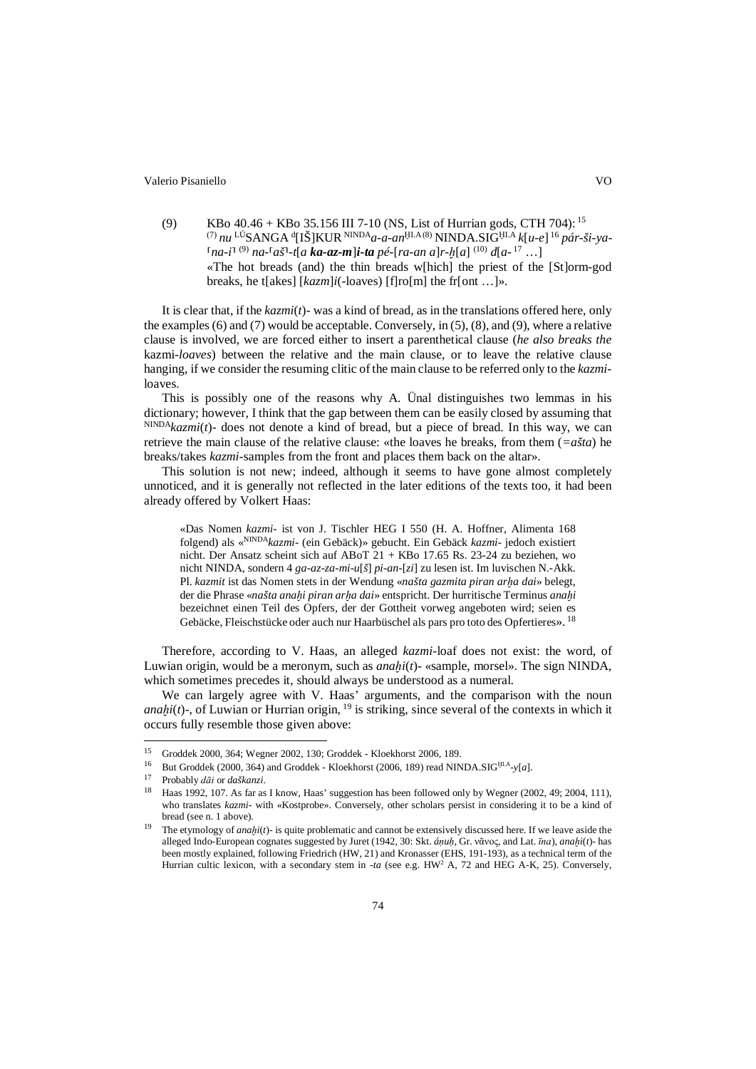(9) KBo 40.46 + KBo 35.156 III 7-10 (NS, List of Hurrian gods, CTH 704): [15]
(7) *nu* LÚSANGA d[IŠ]KUR NINDA*a-a-an*HI.A (8) NINDA.SIGHI.A *k*[*u-e*] [16] *pár-ši-ya-*⌜*na-i*⌝ (9) *na-*⌜*aš*⌝*-t*[*a* ***ka-az-m***]***i-ta*** *pé-*[*ra-an a*]*r-ḫ*[*a*] (10) *d*[*a-* [17] …]
«The hot breads (and) the thin breads w[hich] the priest of the [St]orm-god breaks, he t[akes] [*kazm*]*i*(-loaves) [f]ro[m] the fr[ont …]».

It is clear that, if the *kazmi*(*t*)- was a kind of bread, as in the translations offered here, only the examples (6) and (7) would be acceptable. Conversely, in (5), (8), and (9), where a relative clause is involved, we are forced either to insert a parenthetical clause (*he also breaks the* kazmi-*loaves*) between the relative and the main clause, or to leave the relative clause hanging, if we consider the resuming clitic of the main clause to be referred only to the *kazmi*-loaves.

This is possibly one of the reasons why A. Ünal distinguishes two lemmas in his dictionary; however, I think that the gap between them can be easily closed by assuming that NINDA*kazmi*(*t*)- does not denote a kind of bread, but a piece of bread. In this way, we can retrieve the main clause of the relative clause: «the loaves he breaks, from them (*=ašta*) he breaks/takes *kazmi*-samples from the front and places them back on the altar».

This solution is not new; indeed, although it seems to have gone almost completely unnoticed, and it is generally not reflected in the later editions of the texts too, it had been already offered by Volkert Haas:

> «Das Nomen *kazmi-* ist von J. Tischler HEG I 550 (H. A. Hoffner, Alimenta 168 folgend) als «NINDA*kazmi-* (ein Gebäck)» gebucht. Ein Gebäck *kazmi-* jedoch existiert nicht. Der Ansatz scheint sich auf ABoT 21 + KBo 17.65 Rs. 23-24 zu beziehen, wo nicht NINDA, sondern 4 *ga-az-za-mi-u*[*š*] *pi-an-*[*zi*] zu lesen ist. Im luvischen N.-Akk. Pl. *kazmit* ist das Nomen stets in der Wendung «*našta gazmita piran arḫa dai*» belegt, der die Phrase «*našta anaḫi piran arḫa dai*» entspricht. Der hurritische Terminus *anaḫi* bezeichnet einen Teil des Opfers, der der Gottheit vorweg angeboten wird; seien es Gebäcke, Fleischstücke oder auch nur Haarbüschel als pars pro toto des Opfertieres». [18]

Therefore, according to V. Haas, an alleged *kazmi*-loaf does not exist: the word, of Luwian origin, would be a meronym, such as *anaḫi*(*t*)- «sample, morsel». The sign NINDA, which sometimes precedes it, should always be understood as a numeral.

We can largely agree with V. Haas' arguments, and the comparison with the noun *anaḫi*(*t*)-, of Luwian or Hurrian origin, [19] is striking, since several of the contexts in which it occurs fully resemble those given above:

---

[15] Groddek 2000, 364; Wegner 2002, 130; Groddek - Kloekhorst 2006, 189.

[16] But Groddek (2000, 364) and Groddek - Kloekhorst (2006, 189) read NINDA.SIGHI.A-*y*[*a*].

[17] Probably *dāi* or *daškanzi*.

[18] Haas 1992, 107. As far as I know, Haas' suggestion has been followed only by Wegner (2002, 49; 2004, 111), who translates *kazmi-* with «Kostprobe». Conversely, other scholars persist in considering it to be a kind of bread (see n. 1 above).

[19] The etymology of *anaḫi*(*t*)- is quite problematic and cannot be extensively discussed here. If we leave aside the alleged Indo-European cognates suggested by Juret (1942, 30: Skt. *áṇuḥ*, Gr. νᾶνος, and Lat. *īna*), *anaḫi*(*t*)- has been mostly explained, following Friedrich (HW, 21) and Kronasser (EHS, 191-193), as a technical term of the Hurrian cultic lexicon, with a secondary stem in *-ta* (see e.g. HW² A, 72 and HEG A-K, 25). Conversely,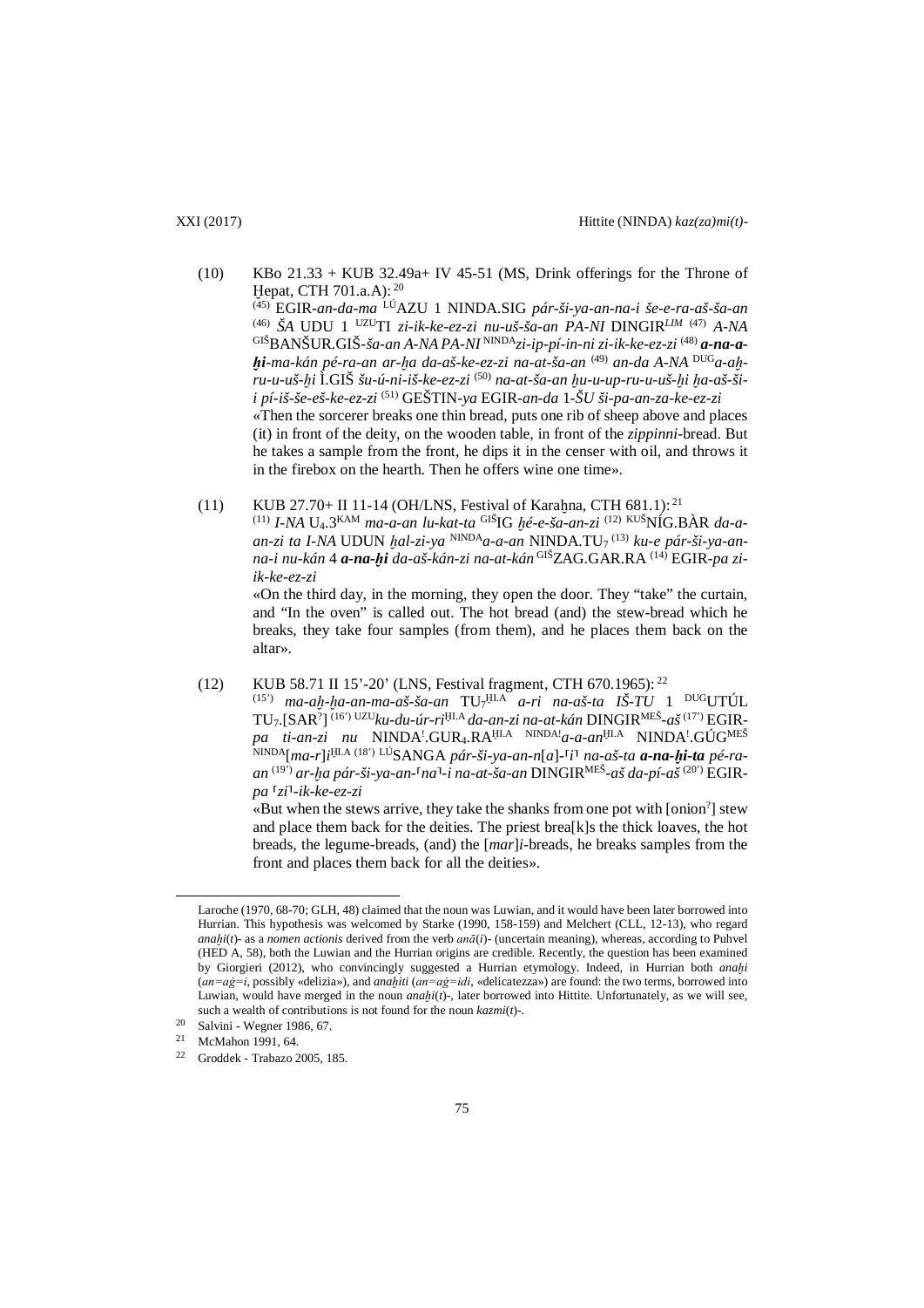(10) KBo 21.33 + KUB 32.49a+ IV 45-51 (MS, Drink offerings for the Throne of Ḫepat, CTH 701.a.A):[20]

(45) EGIR-*an-da-ma* [LÚ]AZU 1 NINDA.SIG *pár-ši-ya-an-na-i še-e-ra-aš-ša-an* (46) *ŠA* UDU 1 [UZU]TI *zi-ik-ke-ez-zi nu-uš-ša-an PA-NI* DINGIR[LIM] (47) *A-NA* [GIŠ]BANŠUR.GIŠ-*ša-an A-NA PA-NI* [NINDA]*zi-ip-pí-in-ni zi-ik-ke-ez-zi* (48) ***a-na-a-ḫi****-ma-kán pé-ra-an ar-ḫa da-aš-ke-ez-zi na-at-ša-an* (49) *an-da A-NA* [DUG]*a-aḫ-ru-u-uš-ḫi* Ì.GIŠ *šu-ú-ni-iš-ke-ez-zi* (50) *na-at-ša-an ḫu-u-up-ru-u-uš-ḫi ḫa-aš-ši-i pí-iš-še-eš-ke-ez-zi* (51) GEŠTIN-*ya* EGIR-*an-da* 1-*ŠU ši-pa-an-za-ke-ez-zi*

«Then the sorcerer breaks one thin bread, puts one rib of sheep above and places (it) in front of the deity, on the wooden table, in front of the *zippinni*-bread. But he takes a sample from the front, he dips it in the censer with oil, and throws it in the firebox on the hearth. Then he offers wine one time».

(11) KUB 27.70+ II 11-14 (OH/LNS, Festival of Karaḫna, CTH 681.1):[21]

(11) *I-NA* U₄.3[KAM] *ma-a-an lu-kat-ta* [GIŠ]*ḫé-e-ša-an-zi* (12) [KUŠ]NÍG.BÀR *da-a-an-zi ta I-NA* UDUN *ḫal-zi-ya* [NINDA]*a-a-an* NINDA.TU₇ (13) *ku-e pár-ši-ya-an-na-i nu-kán* 4 ***a-na-ḫi*** *da-aš-kán-zi na-at-kán* [GIŠ]ZAG.GAR.RA (14) EGIR-*pa zi-ik-ke-ez-zi*

«On the third day, in the morning, they open the door. They "take" the curtain, and "In the oven" is called out. The hot bread (and) the stew-bread which he breaks, they take four samples (from them), and he places them back on the altar».

(12) KUB 58.71 II 15'-20' (LNS, Festival fragment, CTH 670.1965):[22]

(15') *ma-aḫ-ḫa-an-ma-aš-ša-an* TU₇[ḪI.A] *a-ri na-aš-ta IŠ-TU* 1 [DUG]UTÚL TU₇.[SAR[?]] (16') [UZU]*ku-du-úr-ri*[ḪI.A] *da-an-zi na-at-kán* DINGIR[MEŠ]-*aš* (17') EGIR-*pa ti-an-zi nu* NINDA[!].GUR₄.RA[ḪI.A] [NINDA!]*a-a-an*[ḪI.A] NINDA[!].GÚG[MEŠ] [NINDA][*ma-r*]*i*[ḪI.A] (18') [LÚ]SANGA *pár-ši-ya-an-n*[*a*]-⸢*i*⸣ *na-aš-ta* ***a-na-ḫi-ta*** *pé-ra-an* (19') *ar-ḫa pár-ši-ya-an*-⸢*na*⸣-*i na-at-ša-an* DINGIR[MEŠ]-*aš da-pí-aš* (20') EGIR-*pa* ⸢*zi*⸣-*ik-ke-ez-zi*

«But when the stews arrive, they take the shanks from one pot with [onion[?]] stew and place them back for the deities. The priest brea[k]s the thick loaves, the hot breads, the legume-breads, (and) the [*mar*]*i*-breads, he breaks samples from the front and places them back for all the deities».

---

Laroche (1970, 68-70; GLH, 48) claimed that the noun was Luwian, and it would have been later borrowed into Hurrian. This hypothesis was welcomed by Starke (1990, 158-159) and Melchert (CLL, 12-13), who regard *anaḫi*(*t*)- as a *nomen actionis* derived from the verb *anā*(*i*)- (uncertain meaning), whereas, according to Puhvel (HED A, 58), both the Luwian and the Hurrian origins are credible. Recently, the question has been examined by Giorgieri (2012), who convincingly suggested a Hurrian etymology. Indeed, in Hurrian both *anaḫi* (*an=aġ=i*, possibly «delizia»), and *anaḫiti* (*an=aġ=idi*, «delicatezza») are found: the two terms, borrowed into Luwian, would have merged in the noun *anaḫi*(*t*)-, later borrowed into Hittite. Unfortunately, as we will see, such a wealth of contributions is not found for the noun *kazmi*(*t*)-.

[20] Salvini - Wegner 1986, 67.

[21] McMahon 1991, 64.

[22] Groddek - Trabazo 2005, 185.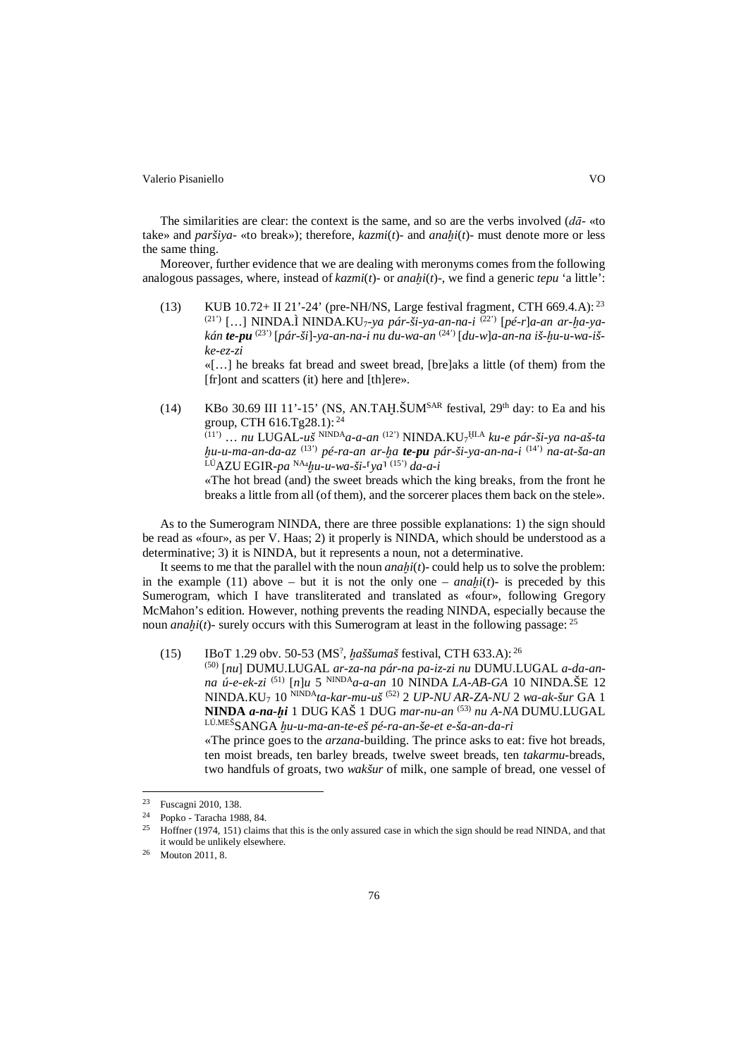The similarities are clear: the context is the same, and so are the verbs involved (*dā-* «to take» and *paršiya-* «to break»); therefore, *kazmi*(*t*)- and *anaḫi*(*t*)- must denote more or less the same thing.

Moreover, further evidence that we are dealing with meronyms comes from the following analogous passages, where, instead of *kazmi*(*t*)- or *anaḫi*(*t*)-, we find a generic *tepu* 'a little':

(13) KUB 10.72+ II 21'-24' (pre-NH/NS, Large festival fragment, CTH 669.4.A): [23]
(21') […] NINDA.Ì NINDA.KU$_7$-*ya pár-ši-ya-an-na-i* (22') [*pé-r*]*a-an ar-ḫa-ya-kán* ***te-pu*** (23') [*pár-ši*]*-ya-an-na-i nu du-wa-an* (24') [*du-w*]*a-an-na iš-ḫu-u-wa-iš-ke-ez-zi*
«[…] he breaks fat bread and sweet bread, [bre]aks a little (of them) from the [fr]ont and scatters (it) here and [th]ere».

(14) KBo 30.69 III 11'-15' (NS, AN.TAḪ.ŠUM$^{SAR}$ festival, 29$^{th}$ day: to Ea and his group, CTH 616.Tg28.1): [24]
(11') … *nu* LUGAL-*uš* $^{NINDA}$*a-a-an* (12') NINDA.KU$_7$$^{ḪI.A}$ *ku-e pár-ši-ya na-aš-ta ḫu-u-ma-an-da-az* (13') *pé-ra-an ar-ḫa* ***te-pu*** *pár-ši-ya-an-na-i* (14') *na-at-ša-an* $^{LÚ}$AZU EGIR-*pa* $^{NA_4}$*ḫu-u-wa-ši-*⌈*ya*⌉ (15') *da-a-i*
«The hot bread (and) the sweet breads which the king breaks, from the front he breaks a little from all (of them), and the sorcerer places them back on the stele».

As to the Sumerogram NINDA, there are three possible explanations: 1) the sign should be read as «four», as per V. Haas; 2) it properly is NINDA, which should be understood as a determinative; 3) it is NINDA, but it represents a noun, not a determinative.

It seems to me that the parallel with the noun *anaḫi*(*t*)- could help us to solve the problem: in the example (11) above – but it is not the only one – *anaḫi*(*t*)- is preceded by this Sumerogram, which I have transliterated and translated as «four», following Gregory McMahon's edition. However, nothing prevents the reading NINDA, especially because the noun *anaḫi*(*t*)- surely occurs with this Sumerogram at least in the following passage: [25]

(15) IBoT 1.29 obv. 50-53 (MS$^?$, *ḫaššumaš* festival, CTH 633.A): [26]
(50) [*nu*] DUMU.LUGAL *ar-za-na pár-na pa-iz-zi nu* DUMU.LUGAL *a-da-an-na ú-e-ek-zi* (51) [*n*]*u* 5 $^{NINDA}$*a-a-an* 10 NINDA *LA-AB-GA* 10 NINDA.ŠE 12 NINDA.KU$_7$ 10 $^{NINDA}$*ta-kar-mu-uš* (52) 2 *UP-NU AR-ZA-NU* 2 *wa-ak-šur* GA 1 **NINDA** ***a-na-ḫi*** 1 DUG KAŠ 1 DUG *mar-nu-an* (53) *nu A-NA* DUMU.LUGAL $^{LÚ.MEŠ}$SANGA *ḫu-u-ma-an-te-eš pé-ra-an-še-et e-ša-an-da-ri*
«The prince goes to the *arzana*-building. The prince asks to eat: five hot breads, ten moist breads, ten barley breads, twelve sweet breads, ten *takarmu*-breads, two handfuls of groats, two *wakšur* of milk, one sample of bread, one vessel of

---

[23] Fuscagni 2010, 138.

[24] Popko - Taracha 1988, 84.

[25] Hoffner (1974, 151) claims that this is the only assured case in which the sign should be read NINDA, and that it would be unlikely elsewhere.

[26] Mouton 2011, 8.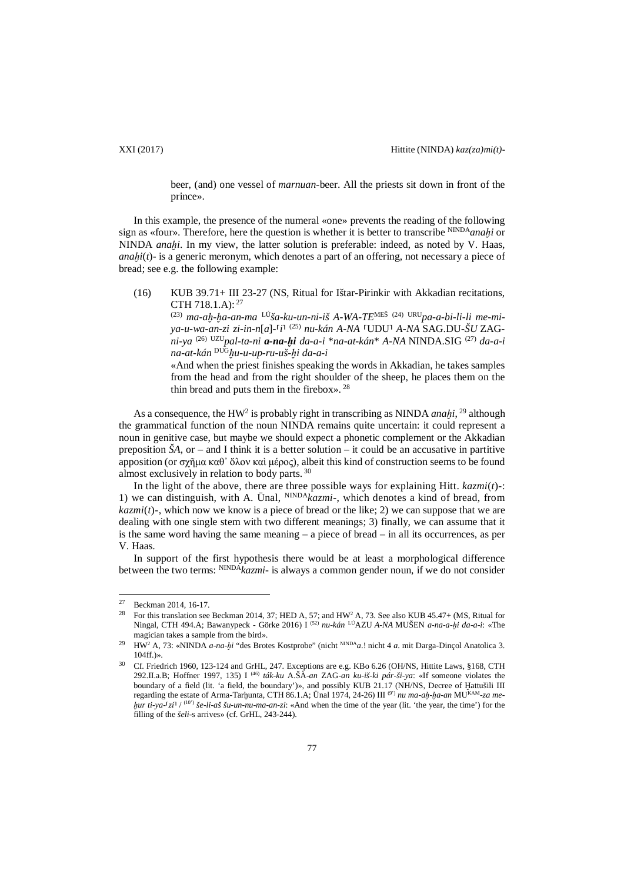beer, (and) one vessel of *marnuan*-beer. All the priests sit down in front of the prince».

In this example, the presence of the numeral «one» prevents the reading of the following sign as «four». Therefore, here the question is whether it is better to transcribe NINDA*anaḫi* or NINDA *anaḫi*. In my view, the latter solution is preferable: indeed, as noted by V. Haas, *anaḫi*(*t*)- is a generic meronym, which denotes a part of an offering, not necessary a piece of bread; see e.g. the following example:

(16) KUB 39.71+ III 23-27 (NS, Ritual for Ištar-Pirinkir with Akkadian recitations, CTH 718.1.A): [27]

(23) *ma-aḫ-ḫa-an-ma* LÚ*ša-ku-un-ni-iš A-WA-TE*MEŠ (24) URU*pa-a-bi-li-li me-mi-ya-u-wa-an-zi zi-in-n*[*a*]-⌜*i*⌝ (25) *nu-kán A-NA* ⌜UDU⌝ *A-NA* SAG.DU-*ŠU* ZAG-*ni-ya* (26) UZU*pal-ta-ni **a-na-ḫi*** *da-a-i* \**na-at-kán*\* *A-NA* NINDA.SIG (27) *da-a-i na-at-kán* DUG*ḫu-u-up-ru-uš-ḫi da-a-i*

«And when the priest finishes speaking the words in Akkadian, he takes samples from the head and from the right shoulder of the sheep, he places them on the thin bread and puts them in the firebox». [28]

As a consequence, the HW² is probably right in transcribing as NINDA *anaḫi*, [29] although the grammatical function of the noun NINDA remains quite uncertain: it could represent a noun in genitive case, but maybe we should expect a phonetic complement or the Akkadian preposition *ŠA*, or – and I think it is a better solution – it could be an accusative in partitive apposition (or σχῆμα καθ᾽ ὅλον καὶ μέρος), albeit this kind of construction seems to be found almost exclusively in relation to body parts. [30]

In the light of the above, there are three possible ways for explaining Hitt. *kazmi*(*t*)-: 1) we can distinguish, with A. Ünal, NINDA*kazmi*-, which denotes a kind of bread, from *kazmi*(*t*)-, which now we know is a piece of bread or the like; 2) we can suppose that we are dealing with one single stem with two different meanings; 3) finally, we can assume that it is the same word having the same meaning – a piece of bread – in all its occurrences, as per V. Haas.

In support of the first hypothesis there would be at least a morphological difference between the two terms: NINDA*kazmi*- is always a common gender noun, if we do not consider

---

[27] Beckman 2014, 16-17.

[28] For this translation see Beckman 2014, 37; HED A, 57; and HW² A, 73. See also KUB 45.47+ (MS, Ritual for Ningal, CTH 494.A; Bawanypeck - Görke 2016) I (52) *nu-kán* LÚAZU *A-NA* MUŠEN *a-na-a-ḫi da-a-i*: «The magician takes a sample from the bird».

[29] HW² A, 73: «NINDA *a-na-ḫi* "des Brotes Kostprobe" (nicht NINDA*a*.! nicht 4 *a*. mit Darga-Dinçol Anatolica 3. 104ff.)».

[30] Cf. Friedrich 1960, 123-124 and GrHL, 247. Exceptions are e.g. KBo 6.26 (OH/NS, Hittite Laws, §168, CTH 292.II.a.B; Hoffner 1997, 135) I (46) *ták-ku* A.ŠÀ-*an* ZAG-*an ku-iš-ki pár-ši-ya*: «If someone violates the boundary of a field (lit. 'a field, the boundary')», and possibly KUB 21.17 (NH/NS, Decree of Ḫattušili III regarding the estate of Arma-Tarḫunta, CTH 86.1.A; Ünal 1974, 24-26) III (9') *nu ma-aḫ-ḫa-an* MUKAM-*za me-ḫur ti-ya-*⌜*zi*⌝ / (10') *še-li-aš šu-un-nu-ma-an-zi*: «And when the time of the year (lit. 'the year, the time') for the filling of the *šeli*-s arrives» (cf. GrHL, 243-244).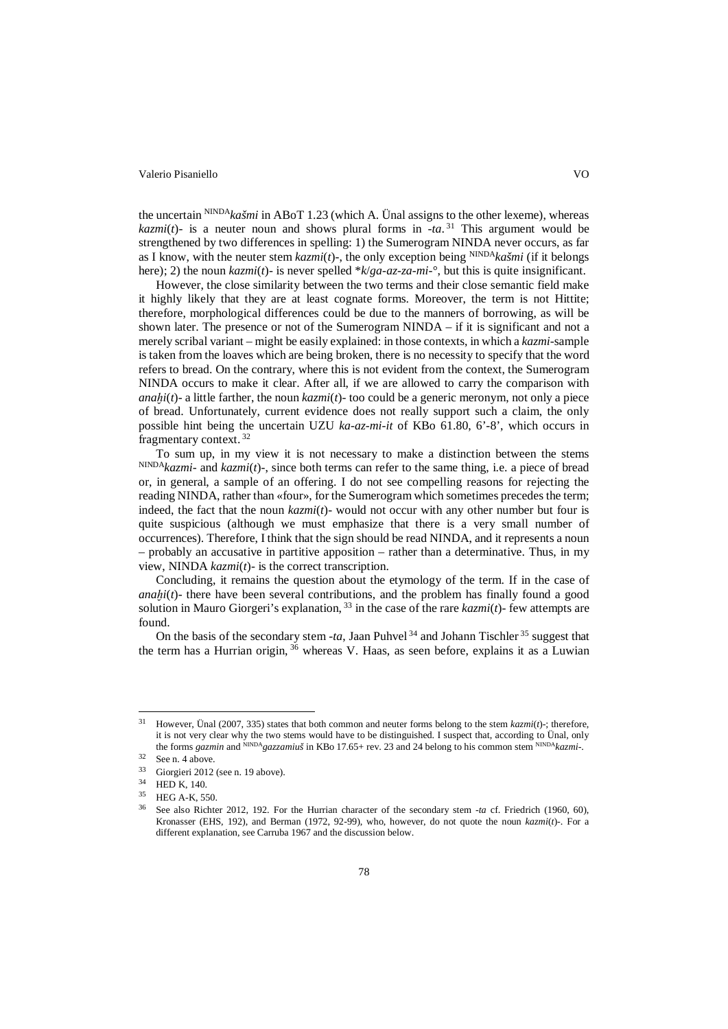the uncertain NINDA*kašmi* in ABoT 1.23 (which A. Ünal assigns to the other lexeme), whereas *kazmi*(*t*)- is a neuter noun and shows plural forms in -*ta*.[31] This argument would be strengthened by two differences in spelling: 1) the Sumerogram NINDA never occurs, as far as I know, with the neuter stem *kazmi*(*t*)-, the only exception being NINDA*kašmi* (if it belongs here); 2) the noun *kazmi*(*t*)- is never spelled **k*/*ga-az-za-mi*-°, but this is quite insignificant.

However, the close similarity between the two terms and their close semantic field make it highly likely that they are at least cognate forms. Moreover, the term is not Hittite; therefore, morphological differences could be due to the manners of borrowing, as will be shown later. The presence or not of the Sumerogram NINDA – if it is significant and not a merely scribal variant – might be easily explained: in those contexts, in which a *kazmi*-sample is taken from the loaves which are being broken, there is no necessity to specify that the word refers to bread. On the contrary, where this is not evident from the context, the Sumerogram NINDA occurs to make it clear. After all, if we are allowed to carry the comparison with *anaḫi*(*t*)- a little farther, the noun *kazmi*(*t*)- too could be a generic meronym, not only a piece of bread. Unfortunately, current evidence does not really support such a claim, the only possible hint being the uncertain UZU *ka-az-mi-it* of KBo 61.80, 6'-8', which occurs in fragmentary context.[32]

To sum up, in my view it is not necessary to make a distinction between the stems NINDA*kazmi*- and *kazmi*(*t*)-, since both terms can refer to the same thing, i.e. a piece of bread or, in general, a sample of an offering. I do not see compelling reasons for rejecting the reading NINDA, rather than «four», for the Sumerogram which sometimes precedes the term; indeed, the fact that the noun *kazmi*(*t*)- would not occur with any other number but four is quite suspicious (although we must emphasize that there is a very small number of occurrences). Therefore, I think that the sign should be read NINDA, and it represents a noun – probably an accusative in partitive apposition – rather than a determinative. Thus, in my view, NINDA *kazmi*(*t*)- is the correct transcription.

Concluding, it remains the question about the etymology of the term. If in the case of *anaḫi*(*t*)- there have been several contributions, and the problem has finally found a good solution in Mauro Giorgeri's explanation,[33] in the case of the rare *kazmi*(*t*)- few attempts are found.

On the basis of the secondary stem -*ta*, Jaan Puhvel[34] and Johann Tischler[35] suggest that the term has a Hurrian origin,[36] whereas V. Haas, as seen before, explains it as a Luwian

---

[31] However, Ünal (2007, 335) states that both common and neuter forms belong to the stem *kazmi*(*t*)-; therefore, it is not very clear why the two stems would have to be distinguished. I suspect that, according to Ünal, only the forms *gazmin* and NINDA*gazzamiuš* in KBo 17.65+ rev. 23 and 24 belong to his common stem NINDA*kazmi*-.

[32] See n. 4 above.

[33] Giorgieri 2012 (see n. 19 above).

[34] HED K, 140.

[35] HEG A-K, 550.

[36] See also Richter 2012, 192. For the Hurrian character of the secondary stem -*ta* cf. Friedrich (1960, 60), Kronasser (EHS, 192), and Berman (1972, 92-99), who, however, do not quote the noun *kazmi*(*t*)-. For a different explanation, see Carruba 1967 and the discussion below.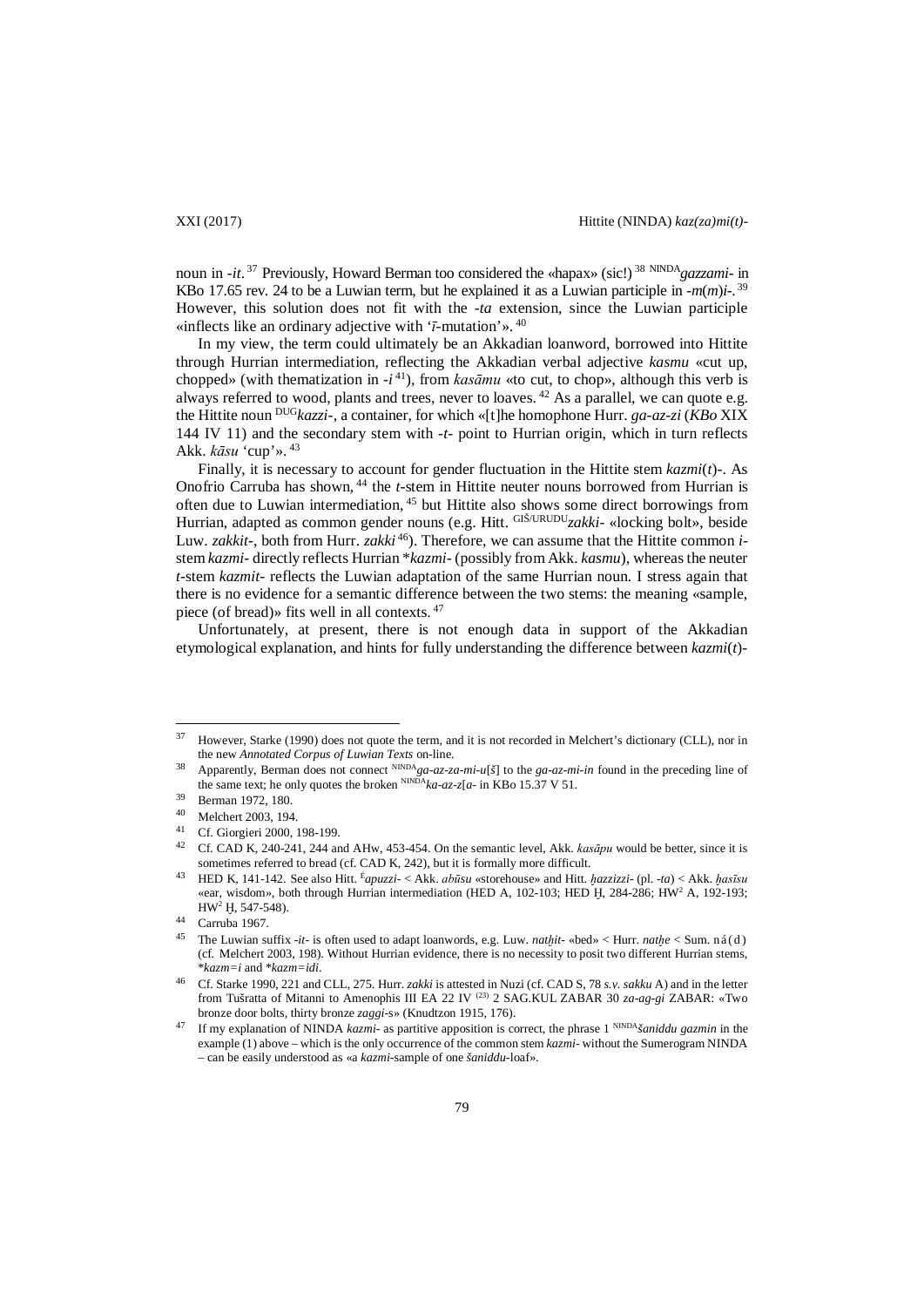noun in -*it*.[37] Previously, Howard Berman too considered the «hapax» (sic!)[38] NINDA*gazzami-* in KBo 17.65 rev. 24 to be a Luwian term, but he explained it as a Luwian participle in -*m*(*m*)*i*-.[39] However, this solution does not fit with the -*ta* extension, since the Luwian participle «inflects like an ordinary adjective with '*ī*-mutation'».[40]

In my view, the term could ultimately be an Akkadian loanword, borrowed into Hittite through Hurrian intermediation, reflecting the Akkadian verbal adjective *kasmu* «cut up, chopped» (with thematization in -*i*[41]), from *kasāmu* «to cut, to chop», although this verb is always referred to wood, plants and trees, never to loaves.[42] As a parallel, we can quote e.g. the Hittite noun DUG*kazzi-*, a container, for which «[t]he homophone Hurr. *ga-az-zi* (*KBo* XIX 144 IV 11) and the secondary stem with -*t-* point to Hurrian origin, which in turn reflects Akk. *kāsu* 'cup'».[43]

Finally, it is necessary to account for gender fluctuation in the Hittite stem *kazmi*(*t*)-. As Onofrio Carruba has shown,[44] the *t*-stem in Hittite neuter nouns borrowed from Hurrian is often due to Luwian intermediation,[45] but Hittite also shows some direct borrowings from Hurrian, adapted as common gender nouns (e.g. Hitt. GIŠ/URUDU*zakki-* «locking bolt», beside Luw. *zakkit-*, both from Hurr. *zakki*[46]). Therefore, we can assume that the Hittite common *i*-stem *kazmi-* directly reflects Hurrian \**kazmi-* (possibly from Akk. *kasmu*), whereas the neuter *t*-stem *kazmit-* reflects the Luwian adaptation of the same Hurrian noun. I stress again that there is no evidence for a semantic difference between the two stems: the meaning «sample, piece (of bread)» fits well in all contexts.[47]

Unfortunately, at present, there is not enough data in support of the Akkadian etymological explanation, and hints for fully understanding the difference between *kazmi*(*t*)-

---

[37] However, Starke (1990) does not quote the term, and it is not recorded in Melchert's dictionary (CLL), nor in the new *Annotated Corpus of Luwian Texts* on-line.

[38] Apparently, Berman does not connect NINDA*ga-az-za-mi-u*[*š*] to the *ga-az-mi-in* found in the preceding line of the same text; he only quotes the broken NINDA*ka-az-z*[*a-* in KBo 15.37 V 51.

[39] Berman 1972, 180.

[40] Melchert 2003, 194.

[41] Cf. Giorgieri 2000, 198-199.

[42] Cf. CAD K, 240-241, 244 and AHw, 453-454. On the semantic level, Akk. *kasāpu* would be better, since it is sometimes referred to bread (cf. CAD K, 242), but it is formally more difficult.

[43] HED K, 141-142. See also Hitt. É*apuzzi-* < Akk. *abūsu* «storehouse» and Hitt. *ḫazzizzi-* (pl. -*ta*) < Akk. *ḫasīsu* «ear, wisdom», both through Hurrian intermediation (HED A, 102-103; HED Ḫ, 284-286; HW² A, 192-193; HW² Ḫ, 547-548).

[44] Carruba 1967.

[45] The Luwian suffix -*it-* is often used to adapt loanwords, e.g. Luw. *natḫit-* «bed» < Hurr. *natḫe* < Sum. ná(d) (cf. Melchert 2003, 198). Without Hurrian evidence, there is no necessity to posit two different Hurrian stems, \**kazm=i* and \**kazm=idi*.

[46] Cf. Starke 1990, 221 and CLL, 275. Hurr. *zakki* is attested in Nuzi (cf. CAD S, 78 *s.v. sakku* A) and in the letter from Tušratta of Mitanni to Amenophis III EA 22 IV (23) 2 SAG.KUL ZABAR 30 *za-ag-gi* ZABAR: «Two bronze door bolts, thirty bronze *zaggi*-s» (Knudtzon 1915, 176).

[47] If my explanation of NINDA *kazmi-* as partitive apposition is correct, the phrase 1 NINDA*šaniddu gazmin* in the example (1) above – which is the only occurrence of the common stem *kazmi-* without the Sumerogram NINDA – can be easily understood as «a *kazmi*-sample of one *šaniddu*-loaf».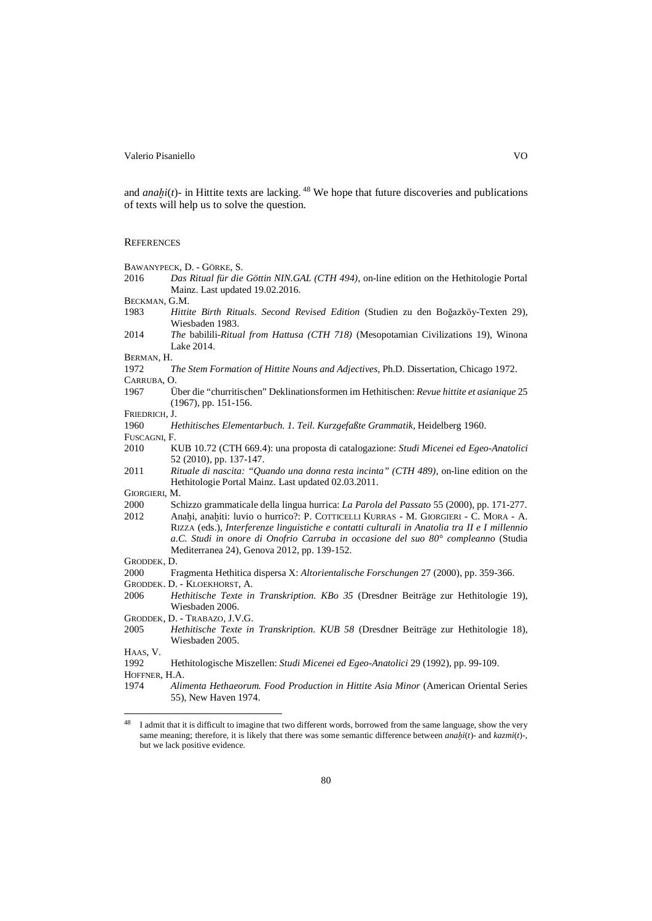and *anaḫi*(*t*)- in Hittite texts are lacking.[48] We hope that future discoveries and publications of texts will help us to solve the question.

## References

BAWANYPECK, D. - GÖRKE, S.

2016 *Das Ritual für die Göttin NIN.GAL (CTH 494)*, on-line edition on the Hethitologie Portal Mainz. Last updated 19.02.2016.

BECKMAN, G.M.

1983 *Hittite Birth Rituals. Second Revised Edition* (Studien zu den Boğazköy-Texten 29), Wiesbaden 1983.

2014 *The* babilili-*Ritual from Hattusa (CTH 718)* (Mesopotamian Civilizations 19), Winona Lake 2014.

BERMAN, H.

1972 *The Stem Formation of Hittite Nouns and Adjectives*, Ph.D. Dissertation, Chicago 1972.

CARRUBA, O.

1967 Über die "churritischen" Deklinationsformen im Hethitischen: *Revue hittite et asianique* 25 (1967), pp. 151-156.

FRIEDRICH, J.

1960 *Hethitisches Elementarbuch. 1. Teil. Kurzgefaßte Grammatik*, Heidelberg 1960.

FUSCAGNI, F.

2010 KUB 10.72 (CTH 669.4): una proposta di catalogazione: *Studi Micenei ed Egeo-Anatolici* 52 (2010), pp. 137-147.

2011 *Rituale di nascita: "Quando una donna resta incinta" (CTH 489)*, on-line edition on the Hethitologie Portal Mainz. Last updated 02.03.2011.

GIORGIERI, M.

2000 Schizzo grammaticale della lingua hurrica: *La Parola del Passato* 55 (2000), pp. 171-277.

2012 Anaḫi, anaḫiti: luvio o hurrico?: P. COTTICELLI KURRAS - M. GIORGIERI - C. MORA - A. RIZZA (eds.), *Interferenze linguistiche e contatti culturali in Anatolia tra II e I millennio a.C. Studi in onore di Onofrio Carruba in occasione del suo 80° compleanno* (Studia Mediterranea 24), Genova 2012, pp. 139-152.

GRODDEK, D.

2000 Fragmenta Hethitica dispersa X: *Altorientalische Forschungen* 27 (2000), pp. 359-366.

GRODDEK. D. - KLOEKHORST, A.

2006 *Hethitische Texte in Transkription. KBo 35* (Dresdner Beiträge zur Hethitologie 19), Wiesbaden 2006.

GRODDEK, D. - TRABAZO, J.V.G.

2005 *Hethitische Texte in Transkription. KUB 58* (Dresdner Beiträge zur Hethitologie 18), Wiesbaden 2005.

HAAS, V.

1992 Hethitologische Miszellen: *Studi Micenei ed Egeo-Anatolici* 29 (1992), pp. 99-109.

HOFFNER, H.A.

1974 *Alimenta Hethaeorum. Food Production in Hittite Asia Minor* (American Oriental Series 55), New Haven 1974.

---

[48] I admit that it is difficult to imagine that two different words, borrowed from the same language, show the very same meaning; therefore, it is likely that there was some semantic difference between *anaḫi*(*t*)- and *kazmi*(*t*)-, but we lack positive evidence.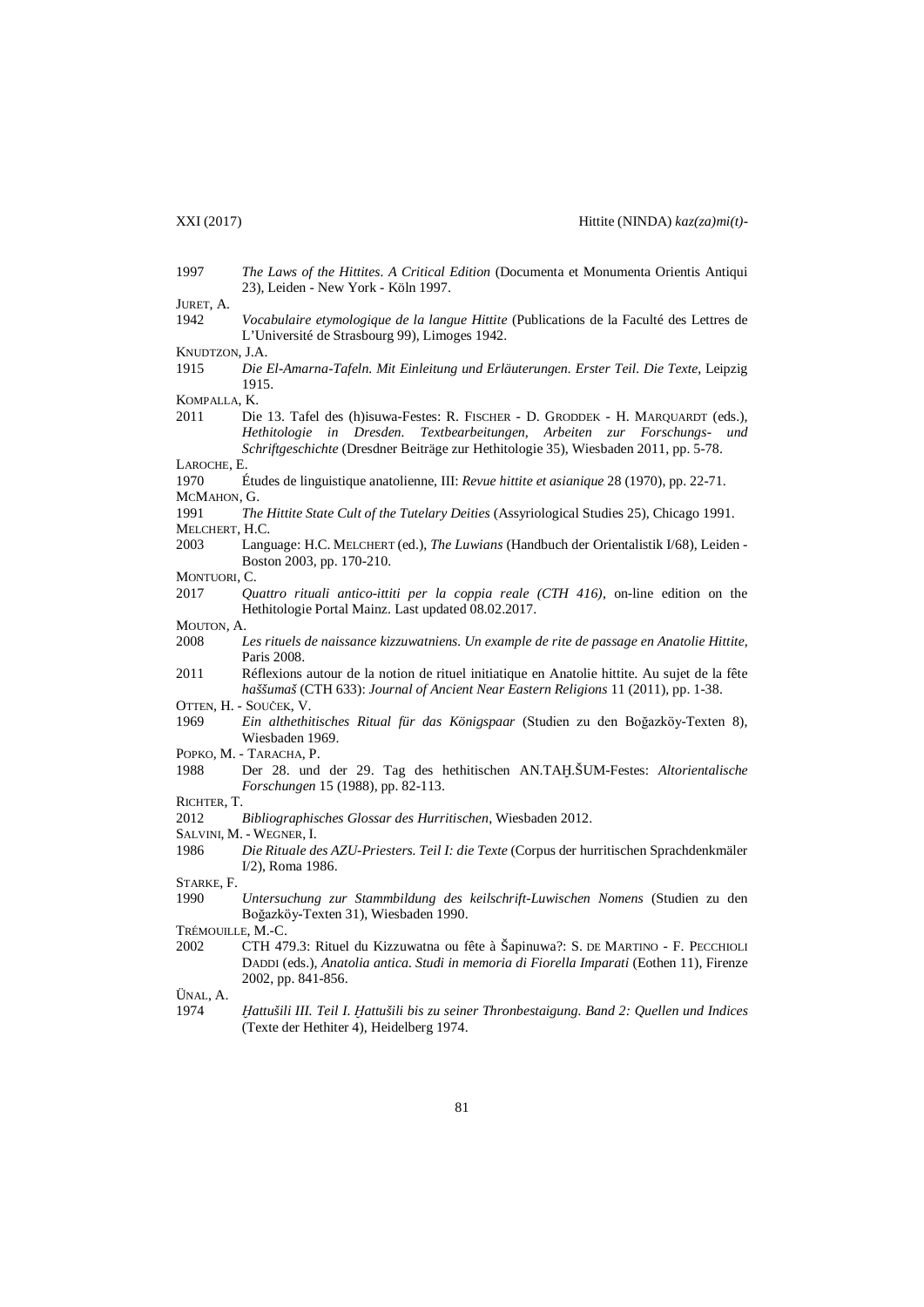1997 *The Laws of the Hittites. A Critical Edition* (Documenta et Monumenta Orientis Antiqui 23), Leiden - New York - Köln 1997.

JURET, A.

1942 *Vocabulaire etymologique de la langue Hittite* (Publications de la Faculté des Lettres de L'Université de Strasbourg 99), Limoges 1942.

KNUDTZON, J.A.

1915 *Die El-Amarna-Tafeln. Mit Einleitung und Erläuterungen. Erster Teil. Die Texte*, Leipzig 1915.

KOMPALLA, K.

2011 Die 13. Tafel des (h)isuwa-Festes: R. FISCHER - D. GRODDEK - H. MARQUARDT (eds.), *Hethitologie in Dresden. Textbearbeitungen, Arbeiten zur Forschungs- und Schriftgeschichte* (Dresdner Beiträge zur Hethitologie 35), Wiesbaden 2011, pp. 5-78.

LAROCHE, E.

1970 Études de linguistique anatolienne, III: *Revue hittite et asianique* 28 (1970), pp. 22-71.

MCMAHON, G.

1991 *The Hittite State Cult of the Tutelary Deities* (Assyriological Studies 25), Chicago 1991.

MELCHERT, H.C.

2003 Language: H.C. MELCHERT (ed.), *The Luwians* (Handbuch der Orientalistik I/68), Leiden - Boston 2003, pp. 170-210.

MONTUORI, C.

2017 *Quattro rituali antico-ittiti per la coppia reale (CTH 416)*, on-line edition on the Hethitologie Portal Mainz. Last updated 08.02.2017.

MOUTON, A.

2008 *Les rituels de naissance kizzuwatniens. Un example de rite de passage en Anatolie Hittite*, Paris 2008.

2011 Réflexions autour de la notion de rituel initiatique en Anatolie hittite. Au sujet de la fête *haššumaš* (CTH 633): *Journal of Ancient Near Eastern Religions* 11 (2011), pp. 1-38.

OTTEN, H. - SOUČEK, V.

1969 *Ein althethitisches Ritual für das Königspaar* (Studien zu den Boğazköy-Texten 8), Wiesbaden 1969.

POPKO, M. - TARACHA, P.

1988 Der 28. und der 29. Tag des hethitischen AN.TAḪ.ŠUM-Festes: *Altorientalische Forschungen* 15 (1988), pp. 82-113.

RICHTER, T.

2012 *Bibliographisches Glossar des Hurritischen*, Wiesbaden 2012.

SALVINI, M. - WEGNER, I.

1986 *Die Rituale des AZU-Priesters. Teil I: die Texte* (Corpus der hurritischen Sprachdenkmäler I/2), Roma 1986.

STARKE, F.

1990 *Untersuchung zur Stammbildung des keilschrift-Luwischen Nomens* (Studien zu den Boğazköy-Texten 31), Wiesbaden 1990.

TRÉMOUILLE, M.-C.

2002 CTH 479.3: Rituel du Kizzuwatna ou fête à Šapinuwa?: S. DE MARTINO - F. PECCHIOLI DADDI (eds.), *Anatolia antica. Studi in memoria di Fiorella Imparati* (Eothen 11), Firenze 2002, pp. 841-856.

ÜNAL, A.

1974 *Ḫattušili III. Teil I. Ḫattušili bis zu seiner Thronbesteigung. Band 2: Quellen und Indices* (Texte der Hethiter 4), Heidelberg 1974.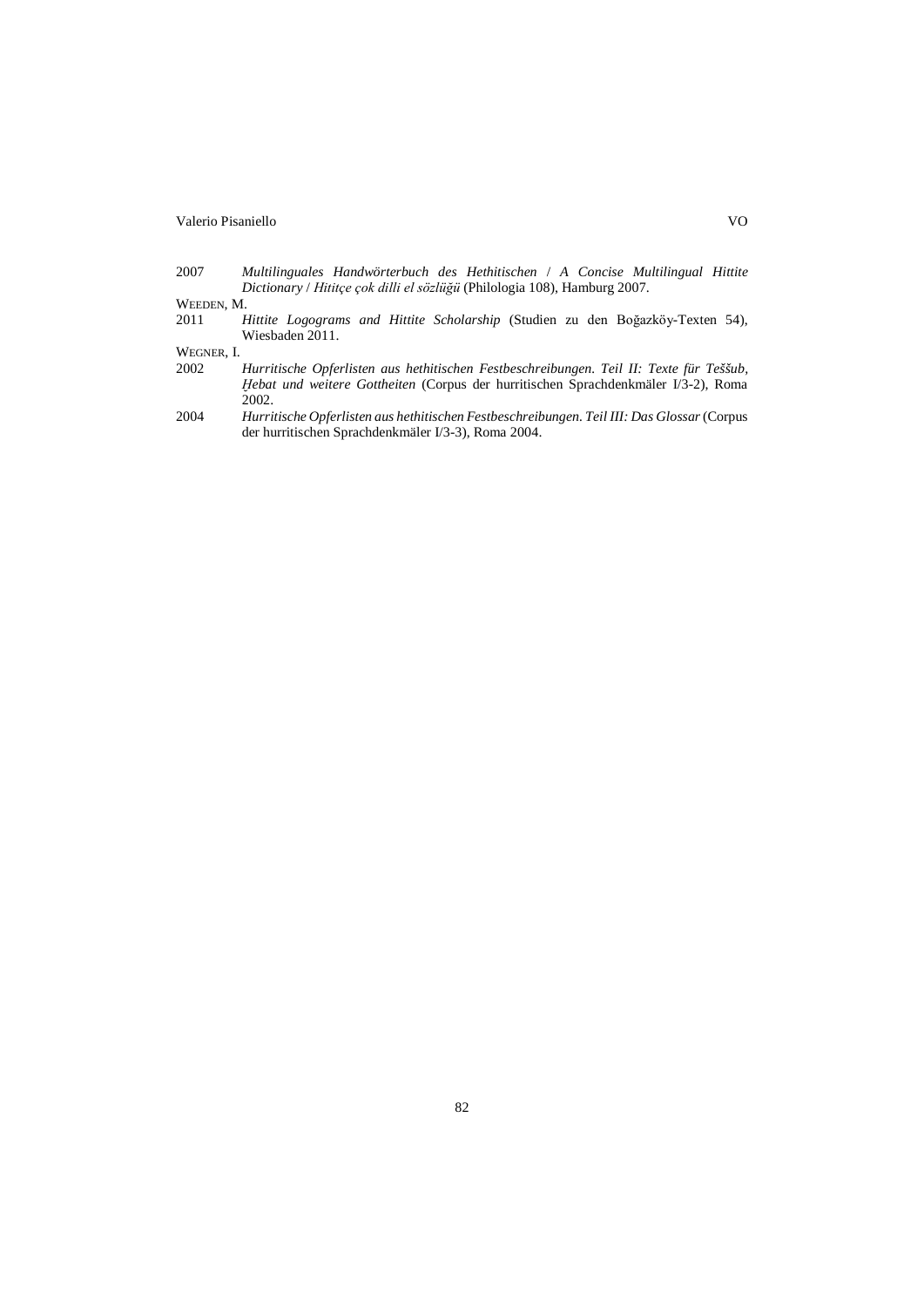2007 *Multilinguales Handwörterbuch des Hethitischen* / *A Concise Multilingual Hittite Dictionary* / *Hititçe çok dilli el sözlüğü* (Philologia 108), Hamburg 2007.

WEEDEN, M.

2011 *Hittite Logograms and Hittite Scholarship* (Studien zu den Boğazköy-Texten 54), Wiesbaden 2011.

WEGNER, I.

2002 *Hurritische Opferlisten aus hethitischen Festbeschreibungen. Teil II: Texte für Teššub, Ḫebat und weitere Gottheiten* (Corpus der hurritischen Sprachdenkmäler I/3-2), Roma 2002.

2004 *Hurritische Opferlisten aus hethitischen Festbeschreibungen. Teil III: Das Glossar* (Corpus der hurritischen Sprachdenkmäler I/3-3), Roma 2004.